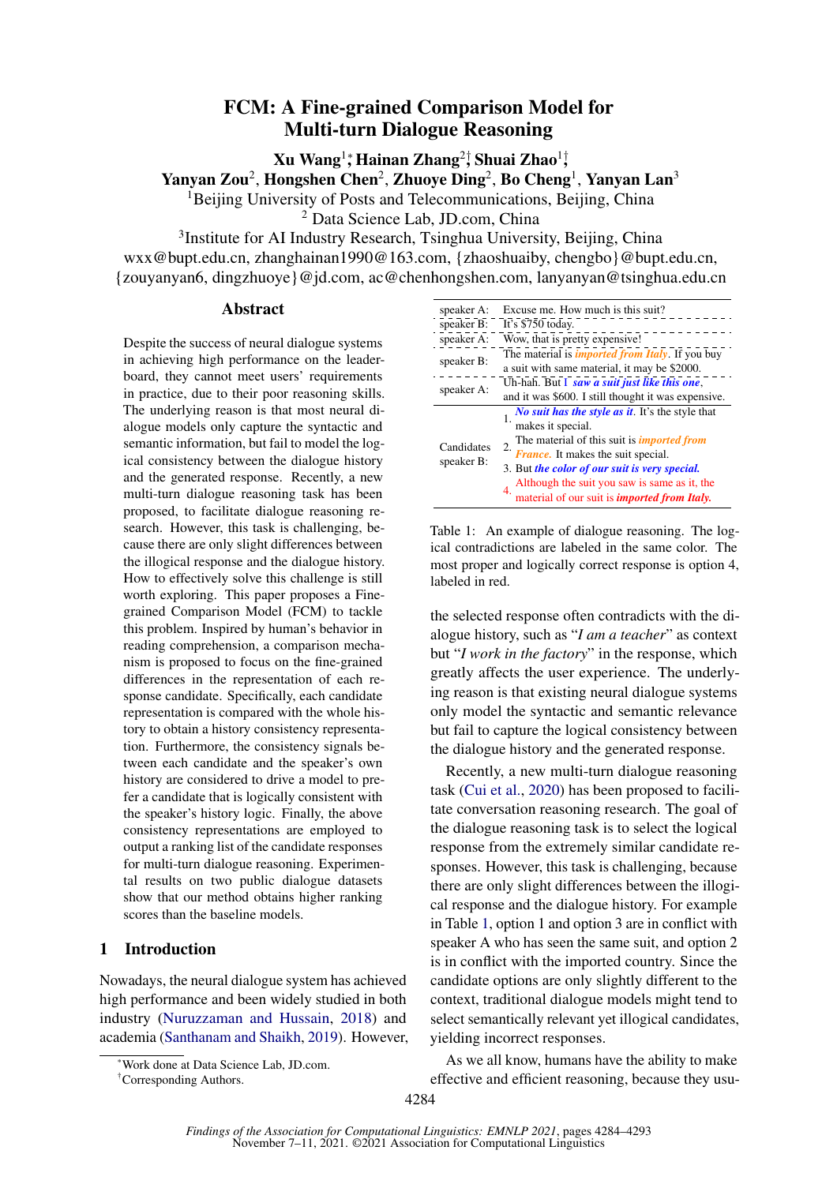# FCM: A Fine-grained Comparison Model for Multi-turn Dialogue Reasoning

**Xu Wang**[1]*, **Hainan Zhang**[2]†, **Shuai Zhao**[1]†, **Yanyan Zou**[2], **Hongshen Chen**[2], **Zhuoye Ding**[2], **Bo Cheng**[1], **Yanyan Lan**[3]

[1]Beijing University of Posts and Telecommunications, Beijing, China
[2] Data Science Lab, JD.com, China
[3]Institute for AI Industry Research, Tsinghua University, Beijing, China

wxx@bupt.edu.cn, zhanghainan1990@163.com, {zhaoshuaiby, chengbo}@bupt.edu.cn, {zouyanyan6, dingzhuoye}@jd.com, ac@chenhongshen.com, lanyanyan@tsinghua.edu.cn

## Abstract

Despite the success of neural dialogue systems in achieving high performance on the leaderboard, they cannot meet users' requirements in practice, due to their poor reasoning skills. The underlying reason is that most neural dialogue models only capture the syntactic and semantic information, but fail to model the logical consistency between the dialogue history and the generated response. Recently, a new multi-turn dialogue reasoning task has been proposed, to facilitate dialogue reasoning research. However, this task is challenging, because there are only slight differences between the illogical response and the dialogue history. How to effectively solve this challenge is still worth exploring. This paper proposes a Fine-grained Comparison Model (FCM) to tackle this problem. Inspired by human's behavior in reading comprehension, a comparison mechanism is proposed to focus on the fine-grained differences in the representation of each response candidate. Specifically, each candidate representation is compared with the whole history to obtain a history consistency representation. Furthermore, the consistency signals between each candidate and the speaker's own history are considered to drive a model to prefer a candidate that is logically consistent with the speaker's history logic. Finally, the above consistency representations are employed to output a ranking list of the candidate responses for multi-turn dialogue reasoning. Experimental results on two public dialogue datasets show that our method obtains higher ranking scores than the baseline models.

## 1 Introduction

Nowadays, the neural dialogue system has achieved high performance and been widely studied in both industry (Nuruzzaman and Hussain, 2018) and academia (Santhanam and Shaikh, 2019). However, the selected response often contradicts with the dialogue history, such as "*I am a teacher*" as context but "*I work in the factory*" in the response, which greatly affects the user experience. The underlying reason is that existing neural dialogue systems only model the syntactic and semantic relevance but fail to capture the logical consistency between the dialogue history and the generated response.

| | |
|---|---|
| speaker A: | Excuse me. How much is this suit? |
| speaker B: | It's $750 today. |
| speaker A: | Wow, that is pretty expensive! |
| speaker B: | The material is ***imported from Italy***. If you buy a suit with same material, it may be $2000. |
| speaker A: | Uh-hah. But I ***saw a suit just like this one***, and it was $600. I still thought it was expensive. |
| Candidates speaker B: | 1. ***No suit has the style as it***. It's the style that makes it special.<br>2. The material of this suit is ***imported from France***. It makes the suit special.<br>3. But ***the color of our suit is very special***.<br>4. Although the suit you saw is same as it, the material of our suit is ***imported from Italy***. |

Table 1: An example of dialogue reasoning. The logical contradictions are labeled in the same color. The most proper and logically correct response is option 4, labeled in red.

Recently, a new multi-turn dialogue reasoning task (Cui et al., 2020) has been proposed to facilitate conversation reasoning research. The goal of the dialogue reasoning task is to select the logical response from the extremely similar candidate responses. However, this task is challenging, because there are only slight differences between the illogical response and the dialogue history. For example in Table 1, option 1 and option 3 are in conflict with speaker A who has seen the same suit, and option 2 is in conflict with the imported country. Since the candidate options are only slightly different to the context, traditional dialogue models might tend to select semantically relevant yet illogical candidates, yielding incorrect responses.

As we all know, humans have the ability to make effective and efficient reasoning, because they usu-

*Work done at Data Science Lab, JD.com.
†Corresponding Authors.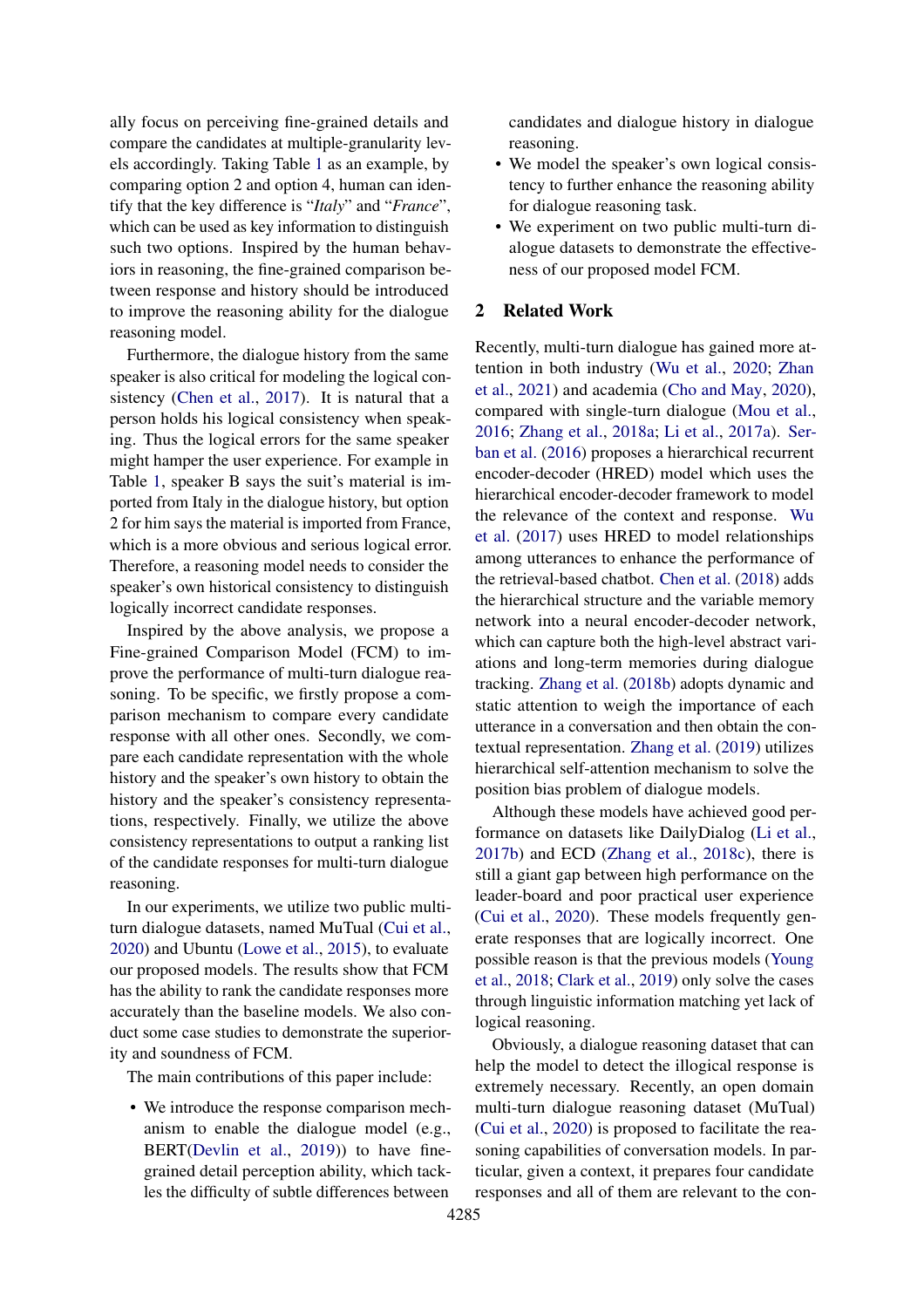ally focus on perceiving fine-grained details and compare the candidates at multiple-granularity levels accordingly. Taking Table 1 as an example, by comparing option 2 and option 4, human can identify that the key difference is "*Italy*" and "*France*", which can be used as key information to distinguish such two options. Inspired by the human behaviors in reasoning, the fine-grained comparison between response and history should be introduced to improve the reasoning ability for the dialogue reasoning model.

Furthermore, the dialogue history from the same speaker is also critical for modeling the logical consistency (Chen et al., 2017). It is natural that a person holds his logical consistency when speaking. Thus the logical errors for the same speaker might hamper the user experience. For example in Table 1, speaker B says the suit's material is imported from Italy in the dialogue history, but option 2 for him says the material is imported from France, which is a more obvious and serious logical error. Therefore, a reasoning model needs to consider the speaker's own historical consistency to distinguish logically incorrect candidate responses.

Inspired by the above analysis, we propose a Fine-grained Comparison Model (FCM) to improve the performance of multi-turn dialogue reasoning. To be specific, we firstly propose a comparison mechanism to compare every candidate response with all other ones. Secondly, we compare each candidate representation with the whole history and the speaker's own history to obtain the history and the speaker's consistency representations, respectively. Finally, we utilize the above consistency representations to output a ranking list of the candidate responses for multi-turn dialogue reasoning.

In our experiments, we utilize two public multi-turn dialogue datasets, named MuTual (Cui et al., 2020) and Ubuntu (Lowe et al., 2015), to evaluate our proposed models. The results show that FCM has the ability to rank the candidate responses more accurately than the baseline models. We also conduct some case studies to demonstrate the superiority and soundness of FCM.

The main contributions of this paper include:

- We introduce the response comparison mechanism to enable the dialogue model (e.g., BERT(Devlin et al., 2019)) to have fine-grained detail perception ability, which tackles the difficulty of subtle differences between candidates and dialogue history in dialogue reasoning.
- We model the speaker's own logical consistency to further enhance the reasoning ability for dialogue reasoning task.
- We experiment on two public multi-turn dialogue datasets to demonstrate the effectiveness of our proposed model FCM.

## 2 Related Work

Recently, multi-turn dialogue has gained more attention in both industry (Wu et al., 2020; Zhan et al., 2021) and academia (Cho and May, 2020), compared with single-turn dialogue (Mou et al., 2016; Zhang et al., 2018a; Li et al., 2017a). Serban et al. (2016) proposes a hierarchical recurrent encoder-decoder (HRED) model which uses the hierarchical encoder-decoder framework to model the relevance of the context and response. Wu et al. (2017) uses HRED to model relationships among utterances to enhance the performance of the retrieval-based chatbot. Chen et al. (2018) adds the hierarchical structure and the variable memory network into a neural encoder-decoder network, which can capture both the high-level abstract variations and long-term memories during dialogue tracking. Zhang et al. (2018b) adopts dynamic and static attention to weigh the importance of each utterance in a conversation and then obtain the contextual representation. Zhang et al. (2019) utilizes hierarchical self-attention mechanism to solve the position bias problem of dialogue models.

Although these models have achieved good performance on datasets like DailyDialog (Li et al., 2017b) and ECD (Zhang et al., 2018c), there is still a giant gap between high performance on the leader-board and poor practical user experience (Cui et al., 2020). These models frequently generate responses that are logically incorrect. One possible reason is that the previous models (Young et al., 2018; Clark et al., 2019) only solve the cases through linguistic information matching yet lack of logical reasoning.

Obviously, a dialogue reasoning dataset that can help the model to detect the illogical response is extremely necessary. Recently, an open domain multi-turn dialogue reasoning dataset (MuTual) (Cui et al., 2020) is proposed to facilitate the reasoning capabilities of conversation models. In particular, given a context, it prepares four candidate responses and all of them are relevant to the con-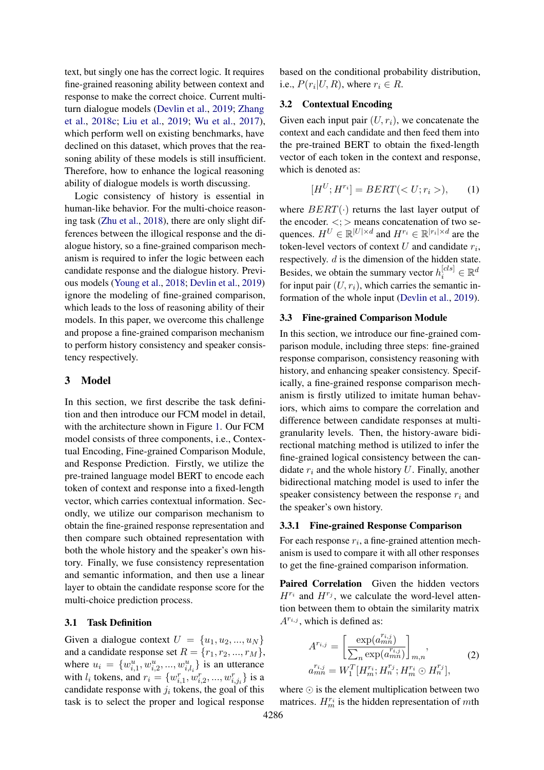text, but singly one has the correct logic. It requires fine-grained reasoning ability between context and response to make the correct choice. Current multi-turn dialogue models (Devlin et al., 2019; Zhang et al., 2018c; Liu et al., 2019; Wu et al., 2017), which perform well on existing benchmarks, have declined on this dataset, which proves that the reasoning ability of these models is still insufficient. Therefore, how to enhance the logical reasoning ability of dialogue models is worth discussing.

Logic consistency of history is essential in human-like behavior. For the multi-choice reasoning task (Zhu et al., 2018), there are only slight differences between the illogical response and the dialogue history, so a fine-grained comparison mechanism is required to infer the logic between each candidate response and the dialogue history. Previous models (Young et al., 2018; Devlin et al., 2019) ignore the modeling of fine-grained comparison, which leads to the loss of reasoning ability of their models. In this paper, we overcome this challenge and propose a fine-grained comparison mechanism to perform history consistency and speaker consistency respectively.

# 3 Model

In this section, we first describe the task definition and then introduce our FCM model in detail, with the architecture shown in Figure 1. Our FCM model consists of three components, i.e., Contextual Encoding, Fine-grained Comparison Module, and Response Prediction. Firstly, we utilize the pre-trained language model BERT to encode each token of context and response into a fixed-length vector, which carries contextual information. Secondly, we utilize our comparison mechanism to obtain the fine-grained response representation and then compare such obtained representation with both the whole history and the speaker's own history. Finally, we fuse consistency representation and semantic information, and then use a linear layer to obtain the candidate response score for the multi-choice prediction process.

## 3.1 Task Definition

Given a dialogue context $U = \{u_1, u_2, ..., u_N\}$ and a candidate response set $R = \{r_1, r_2, ..., r_M\}$, where $u_i = \{w^u_{i,1}, w^u_{i,2}, ..., w^u_{i,l_i}\}$ is an utterance with $l_i$ tokens, and $r_i = \{w^r_{i,1}, w^r_{i,2}, ..., w^r_{i,j_i}\}$ is a candidate response with $j_i$ tokens, the goal of this task is to select the proper and logical response based on the conditional probability distribution, i.e., $P(r_i|U, R)$, where $r_i \in R$.

## 3.2 Contextual Encoding

Given each input pair $(U, r_i)$, we concatenate the context and each candidate and then feed them into the pre-trained BERT to obtain the fixed-length vector of each token in the context and response, which is denoted as:

$$[H^U; H^{r_i}] = BERT(< U; r_i >), \tag{1}$$

where $BERT(\cdot)$ returns the last layer output of the encoder. $<;>$ means concatenation of two sequences. $H^U \in \mathbb{R}^{|U| \times d}$ and $H^{r_i} \in \mathbb{R}^{|r_i| \times d}$ are the token-level vectors of context $U$ and candidate $r_i$, respectively. $d$ is the dimension of the hidden state. Besides, we obtain the summary vector $h^{[cls]}_i \in \mathbb{R}^d$ for input pair $(U, r_i)$, which carries the semantic information of the whole input (Devlin et al., 2019).

## 3.3 Fine-grained Comparison Module

In this section, we introduce our fine-grained comparison module, including three steps: fine-grained response comparison, consistency reasoning with history, and enhancing speaker consistency. Specifically, a fine-grained response comparison mechanism is firstly utilized to imitate human behaviors, which aims to compare the correlation and difference between candidate responses at multi-granularity levels. Then, the history-aware bidirectional matching method is utilized to infer the fine-grained logical consistency between the candidate $r_i$ and the whole history $U$. Finally, another bidirectional matching model is used to infer the speaker consistency between the response $r_i$ and the speaker's own history.

### 3.3.1 Fine-grained Response Comparison

For each response $r_i$, a fine-grained attention mechanism is used to compare it with all other responses to get the fine-grained comparison information.

**Paired Correlation** Given the hidden vectors $H^{r_i}$ and $H^{r_j}$, we calculate the word-level attention between them to obtain the similarity matrix $A^{r_{i,j}}$, which is defined as:

$$\begin{aligned} A^{r_{i,j}} &= \left[ \frac{\exp(a^{r_{i,j}}_{mn})}{\sum_n \exp(a^{r_{i,j}}_{mn})} \right]_{m,n}, \\ a^{r_{i,j}}_{mn} &= W_1^T [H^{r_i}_m; H^{r_j}_n; H^{r_i}_m \odot H^{r_j}_n], \end{aligned} \tag{2}$$

where $\odot$ is the element multiplication between two matrices. $H^{r_i}_m$ is the hidden representation of $m$th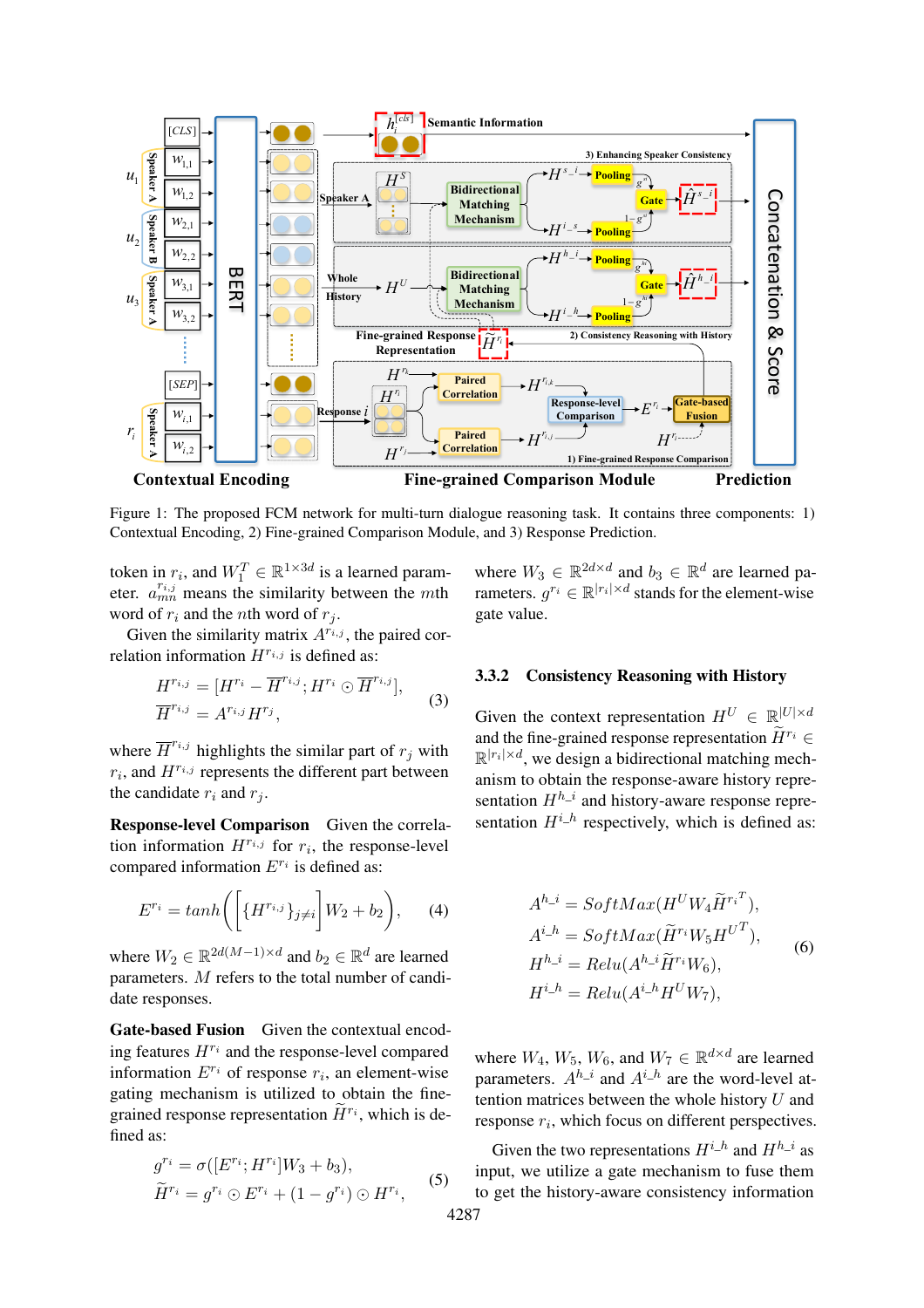Figure 1: The proposed FCM network for multi-turn dialogue reasoning task. It contains three components: 1) Contextual Encoding, 2) Fine-grained Comparison Module, and 3) Response Prediction.

token in $r_i$, and $W_1^T \in \mathbb{R}^{1\times 3d}$ is a learned parameter. $a_{mn}^{r_{i,j}}$ means the similarity between the $m$th word of $r_i$ and the $n$th word of $r_j$.

Given the similarity matrix $A^{r_{i,j}}$, the paired correlation information $H^{r_{i,j}}$ is defined as:

$$
\begin{aligned}
H^{r_{i,j}} &= [H^{r_i} - \overline{H}^{r_{i,j}}; H^{r_i} \odot \overline{H}^{r_{i,j}}], \\
\overline{H}^{r_{i,j}} &= A^{r_{i,j}} H^{r_j},
\end{aligned} \tag{3}
$$

where $\overline{H}^{r_{i,j}}$ highlights the similar part of $r_j$ with $r_i$, and $H^{r_{i,j}}$ represents the different part between the candidate $r_i$ and $r_j$.

**Response-level Comparison** Given the correlation information $H^{r_{i,j}}$ for $r_i$, the response-level compared information $E^{r_i}$ is defined as:

$$
E^{r_i} = tanh\left(\left[\{H^{r_{i,j}}\}_{j\neq i}\right] W_2 + b_2\right), \tag{4}
$$

where $W_2 \in \mathbb{R}^{2d(M-1)\times d}$ and $b_2 \in \mathbb{R}^d$ are learned parameters. $M$ refers to the total number of candidate responses.

**Gate-based Fusion** Given the contextual encoding features $H^{r_i}$ and the response-level compared information $E^{r_i}$ of response $r_i$, an element-wise gating mechanism is utilized to obtain the fine-grained response representation $\widetilde{H}^{r_i}$, which is defined as:

$$
\begin{aligned}
g^{r_i} &= \sigma([E^{r_i}; H^{r_i}]W_3 + b_3), \\
\widetilde{H}^{r_i} &= g^{r_i} \odot E^{r_i} + (1 - g^{r_i}) \odot H^{r_i},
\end{aligned} \tag{5}
$$

where $W_3 \in \mathbb{R}^{2d\times d}$ and $b_3 \in \mathbb{R}^d$ are learned parameters. $g^{r_i} \in \mathbb{R}^{|r_i|\times d}$ stands for the element-wise gate value.

### 3.3.2 Consistency Reasoning with History

Given the context representation $H^U \in \mathbb{R}^{|U|\times d}$ and the fine-grained response representation $\widetilde{H}^{r_i} \in \mathbb{R}^{|r_i|\times d}$, we design a bidirectional matching mechanism to obtain the response-aware history representation $H^{h\_i}$ and history-aware response representation $H^{i\_h}$ respectively, which is defined as:

$$
\begin{aligned}
A^{h\_i} &= SoftMax(H^U W_4 \widetilde{H}^{r_i T}), \\
A^{i\_h} &= SoftMax(\widetilde{H}^{r_i} W_5 H^{U T}), \\
H^{h\_i} &= Relu(A^{h\_i} \widetilde{H}^{r_i} W_6), \\
H^{i\_h} &= Relu(A^{i\_h} H^U W_7),
\end{aligned} \tag{6}
$$

where $W_4$, $W_5$, $W_6$, and $W_7 \in \mathbb{R}^{d\times d}$ are learned parameters. $A^{h\_i}$ and $A^{i\_h}$ are the word-level attention matrices between the whole history $U$ and response $r_i$, which focus on different perspectives.

Given the two representations $H^{i\_h}$ and $H^{h\_i}$ as input, we utilize a gate mechanism to fuse them to get the history-aware consistency information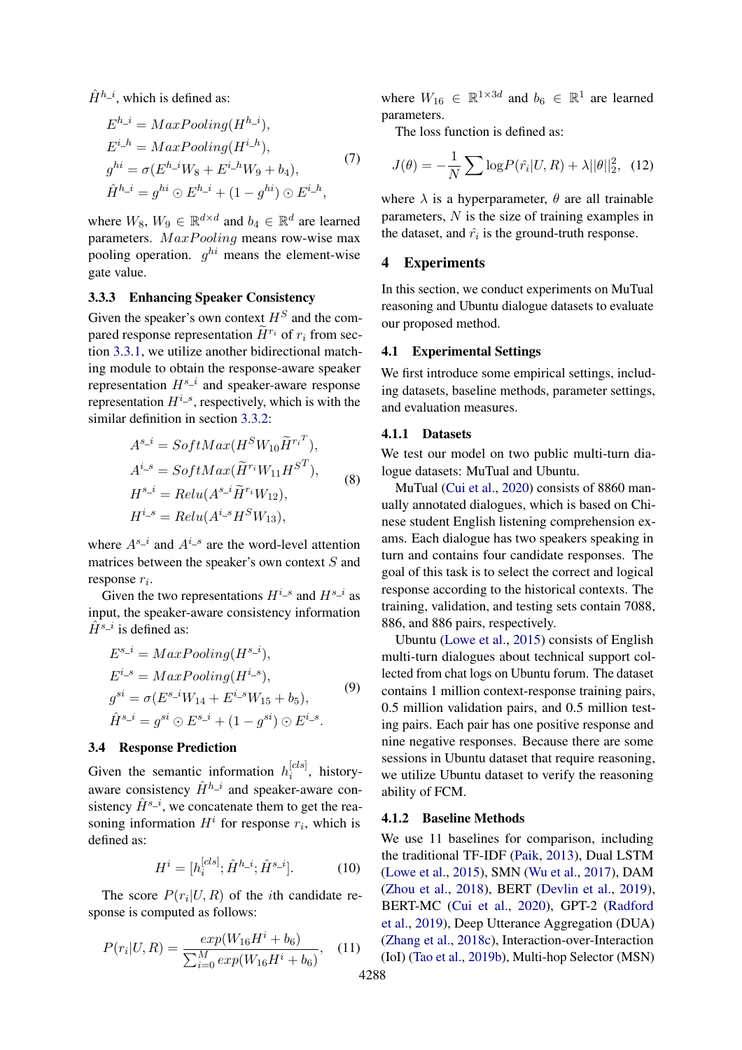$\hat{H}^{h\_i}$, which is defined as:

$$
\begin{aligned}
E^{h\_i} &= MaxPooling(H^{h\_i}), \\
E^{i\_h} &= MaxPooling(H^{i\_h}), \\
g^{hi} &= \sigma(E^{h\_i}W_8 + E^{i\_h}W_9 + b_4), \\
\hat{H}^{h\_i} &= g^{hi} \odot E^{h\_i} + (1 - g^{hi}) \odot E^{i\_h},
\end{aligned} \tag{7}
$$

where $W_8$, $W_9 \in \mathbb{R}^{d \times d}$ and $b_4 \in \mathbb{R}^d$ are learned parameters. $MaxPooling$ means row-wise max pooling operation. $g^{hi}$ means the element-wise gate value.

### 3.3.3 Enhancing Speaker Consistency

Given the speaker's own context $H^S$ and the compared response representation $\widetilde{H}^{r_i}$ of $r_i$ from section 3.3.1, we utilize another bidirectional matching module to obtain the response-aware speaker representation $H^{s\_i}$ and speaker-aware response representation $H^{i\_s}$, respectively, which is with the similar definition in section 3.3.2:

$$
\begin{aligned}
A^{s\_i} &= SoftMax(H^S W_{10} \widetilde{H}^{r_i T}), \\
A^{i\_s} &= SoftMax(\widetilde{H}^{r_i} W_{11} H^{S T}), \\
H^{s\_i} &= Relu(A^{s\_i} \widetilde{H}^{r_i} W_{12}), \\
H^{i\_s} &= Relu(A^{i\_s} H^S W_{13}),
\end{aligned} \tag{8}
$$

where $A^{s\_i}$ and $A^{i\_s}$ are the word-level attention matrices between the speaker's own context $S$ and response $r_i$.

Given the two representations $H^{i\_s}$ and $H^{s\_i}$ as input, the speaker-aware consistency information $\hat{H}^{s\_i}$ is defined as:

$$
\begin{aligned}
E^{s\_i} &= MaxPooling(H^{s\_i}), \\
E^{i\_s} &= MaxPooling(H^{i\_s}), \\
g^{si} &= \sigma(E^{s\_i}W_{14} + E^{i\_s}W_{15} + b_5), \\
\hat{H}^{s\_i} &= g^{si} \odot E^{s\_i} + (1 - g^{si}) \odot E^{i\_s}.
\end{aligned} \tag{9}
$$

## 3.4 Response Prediction

Given the semantic information $h_i^{[cls]}$, history-aware consistency $\hat{H}^{h\_i}$ and speaker-aware consistency $\hat{H}^{s\_i}$, we concatenate them to get the reasoning information $H^i$ for response $r_i$, which is defined as:

$$
H^i = [h_i^{[cls]}; \hat{H}^{h\_i}; \hat{H}^{s\_i}]. \tag{10}
$$

The score $P(r_i|U, R)$ of the $i$th candidate response is computed as follows:

$$
P(r_i|U, R) = \frac{exp(W_{16}H^i + b_6)}{\sum_{i=0}^{M} exp(W_{16}H^i + b_6)}, \tag{11}
$$

where $W_{16} \in \mathbb{R}^{1 \times 3d}$ and $b_6 \in \mathbb{R}^1$ are learned parameters.

The loss function is defined as:

$$
J(\theta) = -\frac{1}{N} \sum \log P(\hat{r_i}|U, R) + \lambda ||\theta||_2^2, \tag{12}
$$

where $\lambda$ is a hyperparameter, $\theta$ are all trainable parameters, $N$ is the size of training examples in the dataset, and $\hat{r_i}$ is the ground-truth response.

# 4 Experiments

In this section, we conduct experiments on MuTual reasoning and Ubuntu dialogue datasets to evaluate our proposed method.

## 4.1 Experimental Settings

We first introduce some empirical settings, including datasets, baseline methods, parameter settings, and evaluation measures.

### 4.1.1 Datasets

We test our model on two public multi-turn dialogue datasets: MuTual and Ubuntu.

MuTual (Cui et al., 2020) consists of 8860 manually annotated dialogues, which is based on Chinese student English listening comprehension exams. Each dialogue has two speakers speaking in turn and contains four candidate responses. The goal of this task is to select the correct and logical response according to the historical contexts. The training, validation, and testing sets contain 7088, 886, and 886 pairs, respectively.

Ubuntu (Lowe et al., 2015) consists of English multi-turn dialogues about technical support collected from chat logs on Ubuntu forum. The dataset contains 1 million context-response training pairs, 0.5 million validation pairs, and 0.5 million testing pairs. Each pair has one positive response and nine negative responses. Because there are some sessions in Ubuntu dataset that require reasoning, we utilize Ubuntu dataset to verify the reasoning ability of FCM.

### 4.1.2 Baseline Methods

We use 11 baselines for comparison, including the traditional TF-IDF (Paik, 2013), Dual LSTM (Lowe et al., 2015), SMN (Wu et al., 2017), DAM (Zhou et al., 2018), BERT (Devlin et al., 2019), BERT-MC (Cui et al., 2020), GPT-2 (Radford et al., 2019), Deep Utterance Aggregation (DUA) (Zhang et al., 2018c), Interaction-over-Interaction (IoI) (Tao et al., 2019b), Multi-hop Selector (MSN)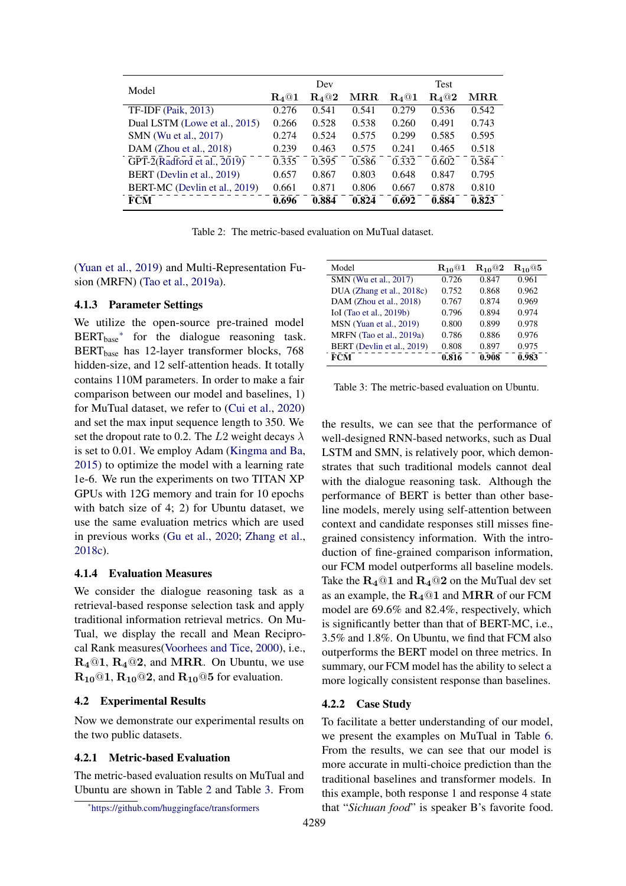| Model | Dev | | | Test | | |
|---|---|---|---|---|---|---|
| | $\mathbf{R_4@1}$ | $\mathbf{R_4@2}$ | **MRR** | $\mathbf{R_4@1}$ | $\mathbf{R_4@2}$ | **MRR** |
| TF-IDF (Paik, 2013) | 0.276 | 0.541 | 0.541 | 0.279 | 0.536 | 0.542 |
| Dual LSTM (Lowe et al., 2015) | 0.266 | 0.528 | 0.538 | 0.260 | 0.491 | 0.743 |
| SMN (Wu et al., 2017) | 0.274 | 0.524 | 0.575 | 0.299 | 0.585 | 0.595 |
| DAM (Zhou et al., 2018) | 0.239 | 0.463 | 0.575 | 0.241 | 0.465 | 0.518 |
| GPT-2(Radford et al., 2019) | 0.335 | 0.595 | 0.586 | 0.332 | 0.602 | 0.584 |
| BERT (Devlin et al., 2019) | 0.657 | 0.867 | 0.803 | 0.648 | 0.847 | 0.795 |
| BERT-MC (Devlin et al., 2019) | 0.661 | 0.871 | 0.806 | 0.667 | 0.878 | 0.810 |
| **FCM** | **0.696** | **0.884** | **0.824** | **0.692** | **0.884** | **0.823** |

Table 2: The metric-based evaluation on MuTual dataset.

(Yuan et al., 2019) and Multi-Representation Fusion (MRFN) (Tao et al., 2019a).

### 4.1.3 Parameter Settings

We utilize the open-source pre-trained model $\text{BERT}_{\text{base}}$[*] for the dialogue reasoning task. $\text{BERT}_{\text{base}}$ has 12-layer transformer blocks, 768 hidden-size, and 12 self-attention heads. It totally contains 110M parameters. In order to make a fair comparison between our model and baselines, 1) for MuTual dataset, we refer to (Cui et al., 2020) and set the max input sequence length to 350. We set the dropout rate to 0.2. The $L2$ weight decays $\lambda$ is set to 0.01. We employ Adam (Kingma and Ba, 2015) to optimize the model with a learning rate 1e-6. We run the experiments on two TITAN XP GPUs with 12G memory and train for 10 epochs with batch size of 4; 2) for Ubuntu dataset, we use the same evaluation metrics which are used in previous works (Gu et al., 2020; Zhang et al., 2018c).

### 4.1.4 Evaluation Measures

We consider the dialogue reasoning task as a retrieval-based response selection task and apply traditional information retrieval metrics. On MuTual, we display the recall and Mean Reciprocal Rank measures(Voorhees and Tice, 2000), i.e., $\mathbf{R_4@1}$, $\mathbf{R_4@2}$, and **MRR**. On Ubuntu, we use $\mathbf{R_{10}@1}$, $\mathbf{R_{10}@2}$, and $\mathbf{R_{10}@5}$ for evaluation.

## 4.2 Experimental Results

Now we demonstrate our experimental results on the two public datasets.

### 4.2.1 Metric-based Evaluation

The metric-based evaluation results on MuTual and Ubuntu are shown in Table 2 and Table 3. From the results, we can see that the performance of well-designed RNN-based networks, such as Dual LSTM and SMN, is relatively poor, which demonstrates that such traditional models cannot deal with the dialogue reasoning task. Although the performance of BERT is better than other baseline models, merely using self-attention between context and candidate responses still misses fine-grained consistency information. With the introduction of fine-grained comparison information, our FCM model outperforms all baseline models. Take the $\mathbf{R_4@1}$ and $\mathbf{R_4@2}$ on the MuTual dev set as an example, the $\mathbf{R_4@1}$ and **MRR** of our FCM model are 69.6% and 82.4%, respectively, which is significantly better than that of BERT-MC, i.e., 3.5% and 1.8%. On Ubuntu, we find that FCM also outperforms the BERT model on three metrics. In summary, our FCM model has the ability to select a more logically consistent response than baselines.

| Model | $\mathbf{R_{10}@1}$ | $\mathbf{R_{10}@2}$ | $\mathbf{R_{10}@5}$ |
|---|---|---|---|
| SMN (Wu et al., 2017) | 0.726 | 0.847 | 0.961 |
| DUA (Zhang et al., 2018c) | 0.752 | 0.868 | 0.962 |
| DAM (Zhou et al., 2018) | 0.767 | 0.874 | 0.969 |
| IoI (Tao et al., 2019b) | 0.796 | 0.894 | 0.974 |
| MSN (Yuan et al., 2019) | 0.800 | 0.899 | 0.978 |
| MRFN (Tao et al., 2019a) | 0.786 | 0.886 | 0.976 |
| BERT (Devlin et al., 2019) | 0.808 | 0.897 | 0.975 |
| **FCM** | **0.816** | **0.908** | **0.983** |

Table 3: The metric-based evaluation on Ubuntu.

### 4.2.2 Case Study

To facilitate a better understanding of our model, we present the examples on MuTual in Table 6. From the results, we can see that our model is more accurate in multi-choice prediction than the traditional baselines and transformer models. In this example, both response 1 and response 4 state that "*Sichuan food*" is speaker B's favorite food.

[*] https://github.com/huggingface/transformers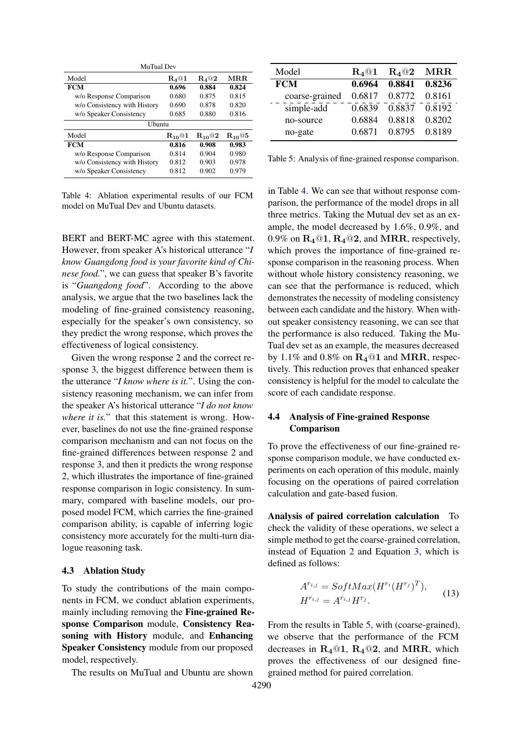| MuTual Dev | | | |
|---|---|---|---|
| Model | $\mathbf{R_4@1}$ | $\mathbf{R_4@2}$ | $\mathbf{MRR}$ |
| **FCM** | **0.696** | **0.884** | **0.824** |
| w/o Response Comparison | 0.680 | 0.875 | 0.815 |
| w/o Consistency with History | 0.690 | 0.878 | 0.820 |
| w/o Speaker Consistency | 0.685 | 0.880 | 0.816 |
| Ubuntu | | | |
| Model | $\mathbf{R_{10}@1}$ | $\mathbf{R_{10}@2}$ | $\mathbf{R_{10}@5}$ |
| **FCM** | **0.816** | **0.908** | **0.983** |
| w/o Response Comparison | 0.814 | 0.904 | 0.980 |
| w/o Consistency with History | 0.812 | 0.903 | 0.978 |
| w/o Speaker Consistency | 0.812 | 0.902 | 0.979 |

Table 4: Ablation experimental results of our FCM model on MuTual Dev and Ubuntu datasets.

BERT and BERT-MC agree with this statement. However, from speaker A's historical utterance "*I know Guangdong food is your favorite kind of Chinese food.*", we can guess that speaker B's favorite is "*Guangdong food*". According to the above analysis, we argue that the two baselines lack the modeling of fine-grained consistency reasoning, especially for the speaker's own consistency, so they predict the wrong response, which proves the effectiveness of logical consistency.

Given the wrong response 2 and the correct response 3, the biggest difference between them is the utterance "*I know where is it.*". Using the consistency reasoning mechanism, we can infer from the speaker A's historical utterance "*I do not know where it is.*" that this statement is wrong. However, baselines do not use the fine-grained response comparison mechanism and can not focus on the fine-grained differences between response 2 and response 3, and then it predicts the wrong response 2, which illustrates the importance of fine-grained response comparison in logic consistency. In summary, compared with baseline models, our proposed model FCM, which carries the fine-grained comparison ability, is capable of inferring logic consistency more accurately for the multi-turn dialogue reasoning task.

### 4.3 Ablation Study

To study the contributions of the main components in FCM, we conduct ablation experiments, mainly including removing the **Fine-grained Response Comparison** module, **Consistency Reasoning with History** module, and **Enhancing Speaker Consistency** module from our proposed model, respectively.

The results on MuTual and Ubuntu are shown in Table 4. We can see that without response comparison, the performance of the model drops in all three metrics. Taking the Mutual dev set as an example, the model decreased by 1.6%, 0.9%, and 0.9% on $\mathbf{R_4@1}$, $\mathbf{R_4@2}$, and $\mathbf{MRR}$, respectively, which proves the importance of fine-grained response comparison in the reasoning process. When without whole history consistency reasoning, we can see that the performance is reduced, which demonstrates the necessity of modeling consistency between each candidate and the history. When without speaker consistency reasoning, we can see that the performance is also reduced. Taking the MuTual dev set as an example, the measures decreased by 1.1% and 0.8% on $\mathbf{R_4@1}$ and $\mathbf{MRR}$, respectively. This reduction proves that enhanced speaker consistency is helpful for the model to calculate the score of each candidate response.

| Model | $\mathbf{R_4@1}$ | $\mathbf{R_4@2}$ | $\mathbf{MRR}$ |
|---|---|---|---|
| **FCM** | **0.6964** | **0.8841** | **0.8236** |
| coarse-grained | 0.6817 | 0.8772 | 0.8161 |
| simple-add | 0.6839 | 0.8837 | 0.8192 |
| no-source | 0.6884 | 0.8818 | 0.8202 |
| no-gate | 0.6871 | 0.8795 | 0.8189 |

Table 5: Analysis of fine-grained response comparison.

### 4.4 Analysis of Fine-grained Response Comparison

To prove the effectiveness of our fine-grained response comparison module, we have conducted experiments on each operation of this module, mainly focusing on the operations of paired correlation calculation and gate-based fusion.

**Analysis of paired correlation calculation** To check the validity of these operations, we select a simple method to get the coarse-grained correlation, instead of Equation 2 and Equation 3, which is defined as follows:

$$
\begin{aligned}
A^{r_{i,j}} &= SoftMax(H^{r_i}(H^{r_j})^T), \\
H^{r_{i,j}} &= A^{r_{i,j}} H^{r_j}.
\end{aligned}
\tag{13}
$$

From the results in Table 5, with (coarse-grained), we observe that the performance of the FCM decreases in $\mathbf{R_4@1}$, $\mathbf{R_4@2}$, and $\mathbf{MRR}$, which proves the effectiveness of our designed fine-grained method for paired correlation.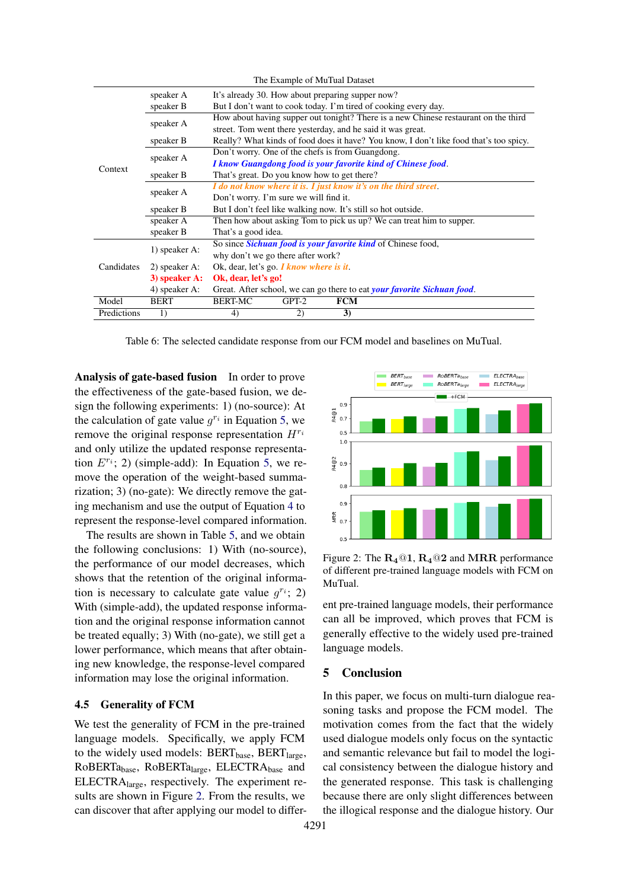| The Example of MuTual Dataset | | | | | |
|---|---|---|---|---|---|
| Context | speaker A | It's already 30. How about preparing supper now? | | | |
| | speaker B | But I don't want to cook today. I'm tired of cooking every day. | | | |
| | speaker A | How about having supper out tonight? There is a new Chinese restaurant on the third street. Tom went there yesterday, and he said it was great. | | | |
| | speaker B | Really? What kinds of food does it have? You know, I don't like food that's too spicy. | | | |
| | speaker A | Don't worry. One of the chefs is from Guangdong. *I know Guangdong food is your favorite kind of Chinese food*. | | | |
| | speaker B | That's great. Do you know how to get there? | | | |
| | speaker A | *I do not know where it is. I just know it's on the third street*. Don't worry. I'm sure we will find it. | | | |
| | speaker B | But I don't feel like walking now. It's still so hot outside. | | | |
| | speaker A | Then how about asking Tom to pick us up? We can treat him to supper. | | | |
| | speaker B | That's a good idea. | | | |
| Candidates | 1) speaker A: | So since *Sichuan food is your favorite kind* of Chinese food, why don't we go there after work? | | | |
| | 2) speaker A: | Ok, dear, let's go. *I know where is it*. | | | |
| | **3) speaker A:** | **Ok, dear, let's go!** | | | |
| | 4) speaker A: | Great. After school, we can go there to eat *your favorite Sichuan food*. | | | |
| Model | BERT | BERT-MC | GPT-2 | **FCM** | |
| Predictions | 1) | 4) | 2) | **3)** | |

Table 6: The selected candidate response from our FCM model and baselines on MuTual.

**Analysis of gate-based fusion** In order to prove the effectiveness of the gate-based fusion, we design the following experiments: 1) (no-source): At the calculation of gate value $g^{r_i}$ in Equation 5, we remove the original response representation $H^{r_i}$ and only utilize the updated response representation $E^{r_i}$; 2) (simple-add): In Equation 5, we remove the operation of the weight-based summarization; 3) (no-gate): We directly remove the gating mechanism and use the output of Equation 4 to represent the response-level compared information.

The results are shown in Table 5, and we obtain the following conclusions: 1) With (no-source), the performance of our model decreases, which shows that the retention of the original information is necessary to calculate gate value $g^{r_i}$; 2) With (simple-add), the updated response information and the original response information cannot be treated equally; 3) With (no-gate), we still get a lower performance, which means that after obtaining new knowledge, the response-level compared information may lose the original information.

### 4.5 Generality of FCM

We test the generality of FCM in the pre-trained language models. Specifically, we apply FCM to the widely used models: $\text{BERT}_{\text{base}}$, $\text{BERT}_{\text{large}}$, $\text{RoBERTa}_{\text{base}}$, $\text{RoBERTa}_{\text{large}}$, $\text{ELECTRA}_{\text{base}}$ and $\text{ELECTRA}_{\text{large}}$, respectively. The experiment results are shown in Figure 2. From the results, we can discover that after applying our model to different pre-trained language models, their performance can all be improved, which proves that FCM is generally effective to the widely used pre-trained language models.

Figure 2: The $\mathbf{R_4@1}$, $\mathbf{R_4@2}$ and $\mathbf{MRR}$ performance of different pre-trained language models with FCM on MuTual.

## 5 Conclusion

In this paper, we focus on multi-turn dialogue reasoning tasks and propose the FCM model. The motivation comes from the fact that the widely used dialogue models only focus on the syntactic and semantic relevance but fail to model the logical consistency between the dialogue history and the generated response. This task is challenging because there are only slight differences between the illogical response and the dialogue history. Our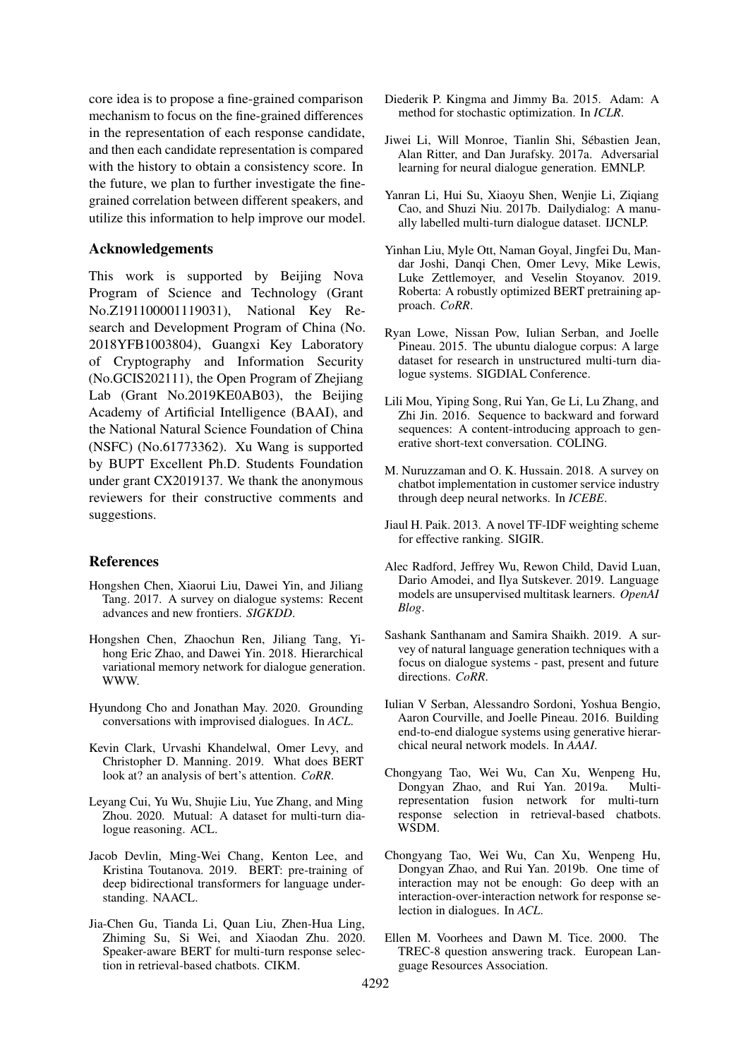core idea is to propose a fine-grained comparison mechanism to focus on the fine-grained differences in the representation of each response candidate, and then each candidate representation is compared with the history to obtain a consistency score. In the future, we plan to further investigate the fine-grained correlation between different speakers, and utilize this information to help improve our model.

## Acknowledgements

This work is supported by Beijing Nova Program of Science and Technology (Grant No.Z191100001119031), National Key Research and Development Program of China (No. 2018YFB1003804), Guangxi Key Laboratory of Cryptography and Information Security (No.GCIS202111), the Open Program of Zhejiang Lab (Grant No.2019KE0AB03), the Beijing Academy of Artificial Intelligence (BAAI), and the National Natural Science Foundation of China (NSFC) (No.61773362). Xu Wang is supported by BUPT Excellent Ph.D. Students Foundation under grant CX2019137. We thank the anonymous reviewers for their constructive comments and suggestions.

## References

Hongshen Chen, Xiaorui Liu, Dawei Yin, and Jiliang Tang. 2017. A survey on dialogue systems: Recent advances and new frontiers. *SIGKDD*.

Hongshen Chen, Zhaochun Ren, Jiliang Tang, Yihong Eric Zhao, and Dawei Yin. 2018. Hierarchical variational memory network for dialogue generation. WWW.

Hyundong Cho and Jonathan May. 2020. Grounding conversations with improvised dialogues. In *ACL*.

Kevin Clark, Urvashi Khandelwal, Omer Levy, and Christopher D. Manning. 2019. What does BERT look at? an analysis of bert's attention. *CoRR*.

Leyang Cui, Yu Wu, Shujie Liu, Yue Zhang, and Ming Zhou. 2020. Mutual: A dataset for multi-turn dialogue reasoning. ACL.

Jacob Devlin, Ming-Wei Chang, Kenton Lee, and Kristina Toutanova. 2019. BERT: pre-training of deep bidirectional transformers for language understanding. NAACL.

Jia-Chen Gu, Tianda Li, Quan Liu, Zhen-Hua Ling, Zhiming Su, Si Wei, and Xiaodan Zhu. 2020. Speaker-aware BERT for multi-turn response selection in retrieval-based chatbots. CIKM.

Diederik P. Kingma and Jimmy Ba. 2015. Adam: A method for stochastic optimization. In *ICLR*.

Jiwei Li, Will Monroe, Tianlin Shi, Sébastien Jean, Alan Ritter, and Dan Jurafsky. 2017a. Adversarial learning for neural dialogue generation. EMNLP.

Yanran Li, Hui Su, Xiaoyu Shen, Wenjie Li, Ziqiang Cao, and Shuzi Niu. 2017b. Dailydialog: A manually labelled multi-turn dialogue dataset. IJCNLP.

Yinhan Liu, Myle Ott, Naman Goyal, Jingfei Du, Mandar Joshi, Danqi Chen, Omer Levy, Mike Lewis, Luke Zettlemoyer, and Veselin Stoyanov. 2019. Roberta: A robustly optimized BERT pretraining approach. *CoRR*.

Ryan Lowe, Nissan Pow, Iulian Serban, and Joelle Pineau. 2015. The ubuntu dialogue corpus: A large dataset for research in unstructured multi-turn dialogue systems. SIGDIAL Conference.

Lili Mou, Yiping Song, Rui Yan, Ge Li, Lu Zhang, and Zhi Jin. 2016. Sequence to backward and forward sequences: A content-introducing approach to generative short-text conversation. COLING.

M. Nuruzzaman and O. K. Hussain. 2018. A survey on chatbot implementation in customer service industry through deep neural networks. In *ICEBE*.

Jiaul H. Paik. 2013. A novel TF-IDF weighting scheme for effective ranking. SIGIR.

Alec Radford, Jeffrey Wu, Rewon Child, David Luan, Dario Amodei, and Ilya Sutskever. 2019. Language models are unsupervised multitask learners. *OpenAI Blog*.

Sashank Santhanam and Samira Shaikh. 2019. A survey of natural language generation techniques with a focus on dialogue systems - past, present and future directions. *CoRR*.

Iulian V Serban, Alessandro Sordoni, Yoshua Bengio, Aaron Courville, and Joelle Pineau. 2016. Building end-to-end dialogue systems using generative hierarchical neural network models. In *AAAI*.

Chongyang Tao, Wei Wu, Can Xu, Wenpeng Hu, Dongyan Zhao, and Rui Yan. 2019a. Multi-representation fusion network for multi-turn response selection in retrieval-based chatbots. WSDM.

Chongyang Tao, Wei Wu, Can Xu, Wenpeng Hu, Dongyan Zhao, and Rui Yan. 2019b. One time of interaction may not be enough: Go deep with an interaction-over-interaction network for response selection in dialogues. In *ACL*.

Ellen M. Voorhees and Dawn M. Tice. 2000. The TREC-8 question answering track. European Language Resources Association.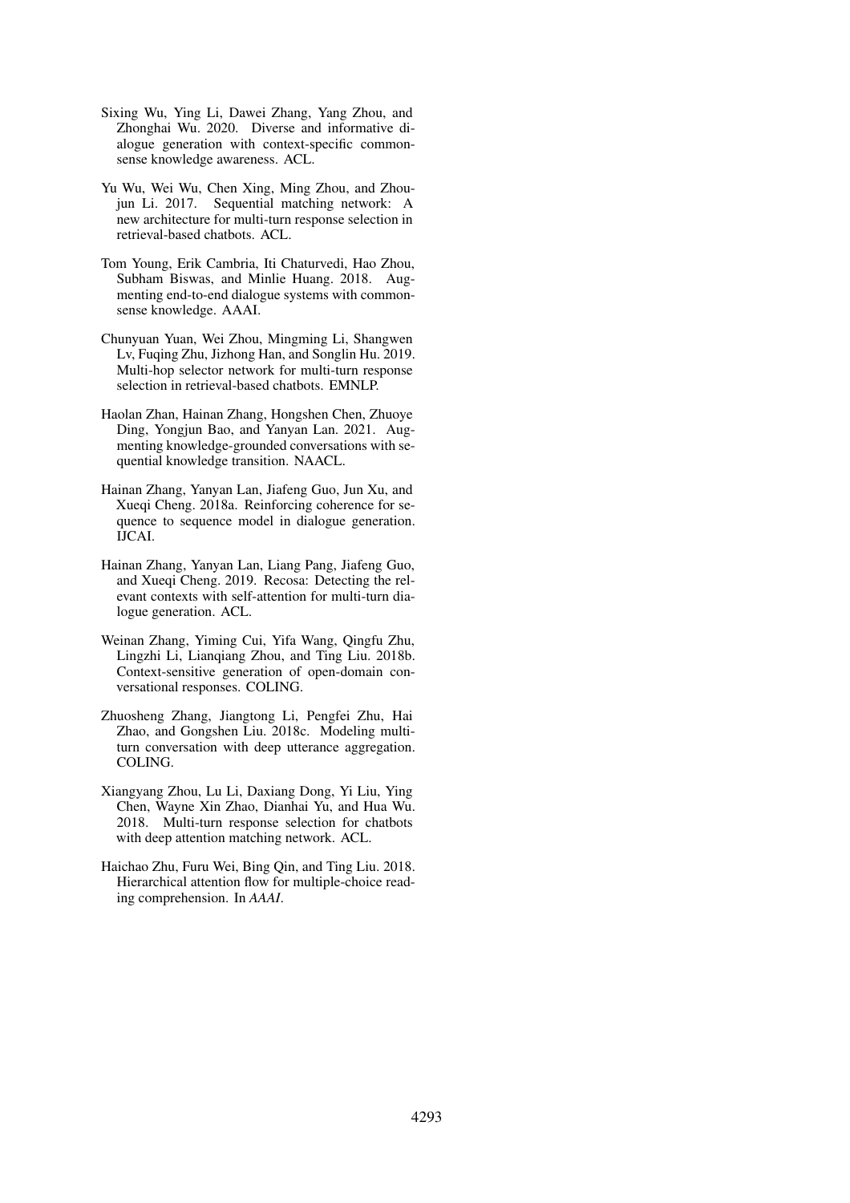Sixing Wu, Ying Li, Dawei Zhang, Yang Zhou, and Zhonghai Wu. 2020. Diverse and informative dialogue generation with context-specific commonsense knowledge awareness. ACL.

Yu Wu, Wei Wu, Chen Xing, Ming Zhou, and Zhoujun Li. 2017. Sequential matching network: A new architecture for multi-turn response selection in retrieval-based chatbots. ACL.

Tom Young, Erik Cambria, Iti Chaturvedi, Hao Zhou, Subham Biswas, and Minlie Huang. 2018. Augmenting end-to-end dialogue systems with commonsense knowledge. AAAI.

Chunyuan Yuan, Wei Zhou, Mingming Li, Shangwen Lv, Fuqing Zhu, Jizhong Han, and Songlin Hu. 2019. Multi-hop selector network for multi-turn response selection in retrieval-based chatbots. EMNLP.

Haolan Zhan, Hainan Zhang, Hongshen Chen, Zhuoye Ding, Yongjun Bao, and Yanyan Lan. 2021. Augmenting knowledge-grounded conversations with sequential knowledge transition. NAACL.

Hainan Zhang, Yanyan Lan, Jiafeng Guo, Jun Xu, and Xueqi Cheng. 2018a. Reinforcing coherence for sequence to sequence model in dialogue generation. IJCAI.

Hainan Zhang, Yanyan Lan, Liang Pang, Jiafeng Guo, and Xueqi Cheng. 2019. Recosa: Detecting the relevant contexts with self-attention for multi-turn dialogue generation. ACL.

Weinan Zhang, Yiming Cui, Yifa Wang, Qingfu Zhu, Lingzhi Li, Lianqiang Zhou, and Ting Liu. 2018b. Context-sensitive generation of open-domain conversational responses. COLING.

Zhuosheng Zhang, Jiangtong Li, Pengfei Zhu, Hai Zhao, and Gongshen Liu. 2018c. Modeling multi-turn conversation with deep utterance aggregation. COLING.

Xiangyang Zhou, Lu Li, Daxiang Dong, Yi Liu, Ying Chen, Wayne Xin Zhao, Dianhai Yu, and Hua Wu. 2018. Multi-turn response selection for chatbots with deep attention matching network. ACL.

Haichao Zhu, Furu Wei, Bing Qin, and Ting Liu. 2018. Hierarchical attention flow for multiple-choice reading comprehension. In *AAAI*.